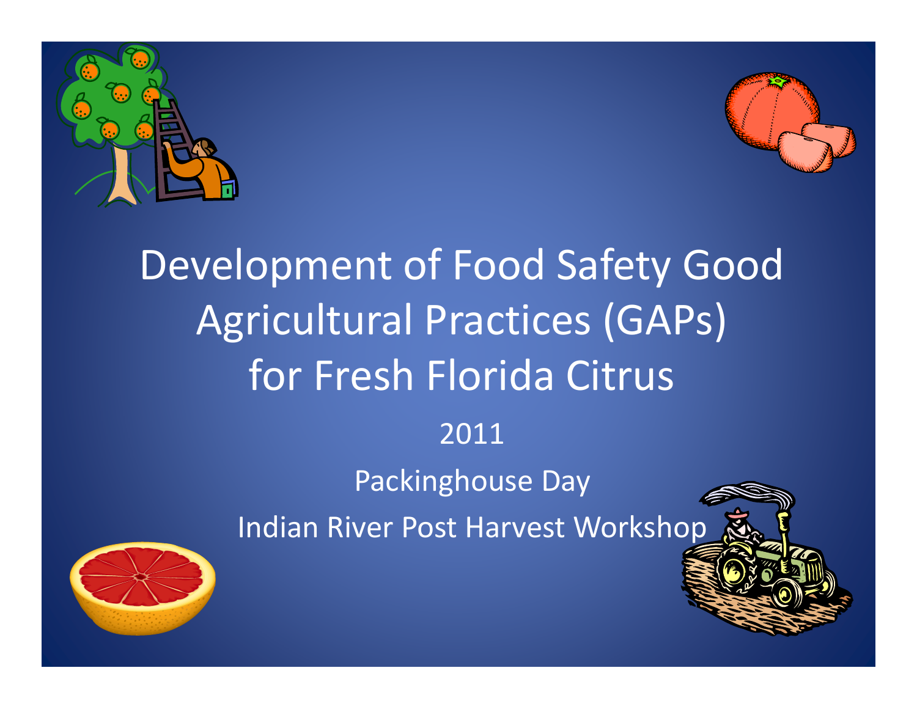# Development of Food Safety Good Agricultural Practices (GAPs) for Fresh Florida Citrus

2011

Packinghouse Day

Indian River Post Harvest Workshop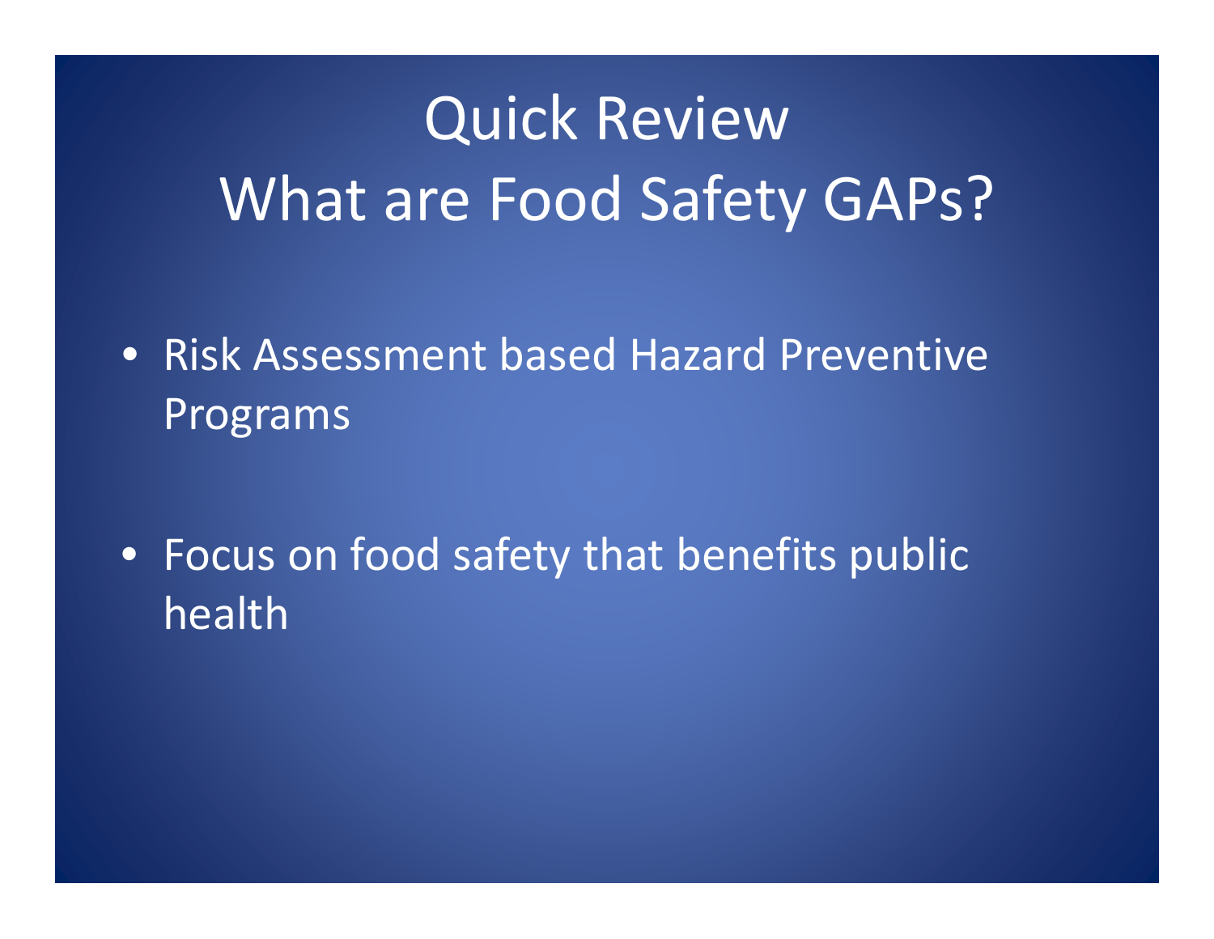# Quick Review
# What are Food Safety GAPs?

- Risk Assessment based Hazard Preventive Programs
- Focus on food safety that benefits public health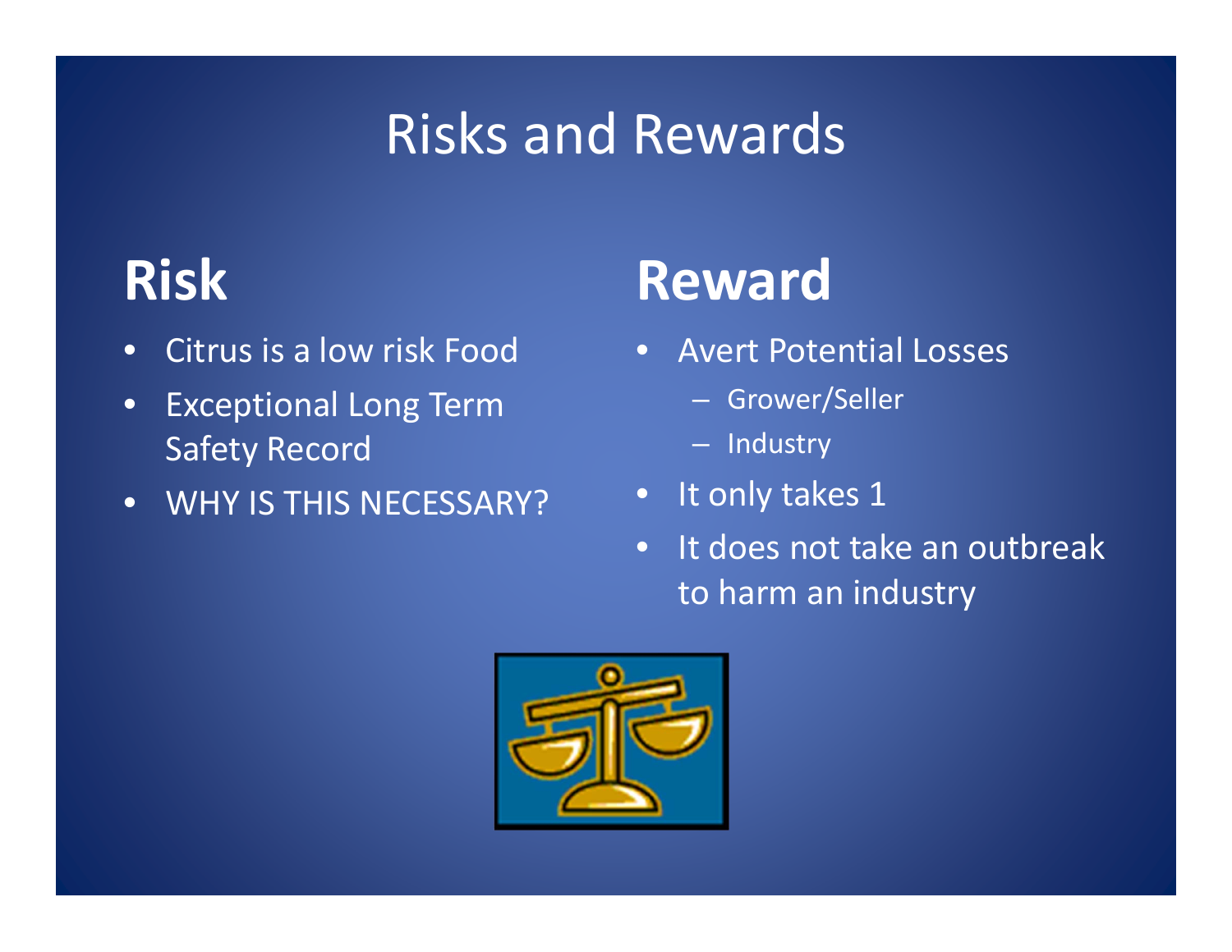# Risks and Rewards

## Risk

- Citrus is a low risk Food
- Exceptional Long Term Safety Record
- WHY IS THIS NECESSARY?

## Reward

- Avert Potential Losses
  - Grower/Seller
  - Industry
- It only takes 1
- It does not take an outbreak to harm an industry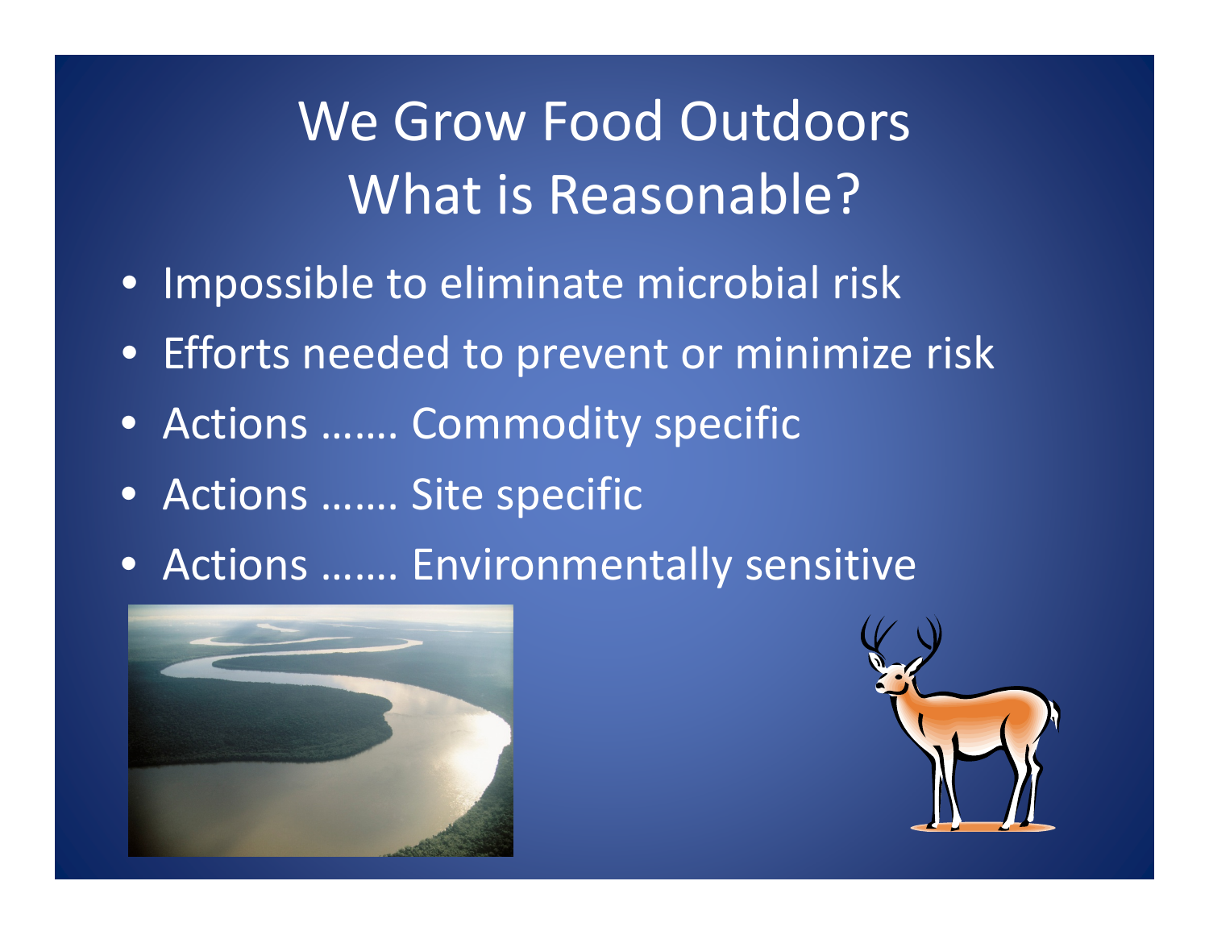# We Grow Food Outdoors
# What is Reasonable?

- Impossible to eliminate microbial risk
- Efforts needed to prevent or minimize risk
- Actions ……. Commodity specific
- Actions ……. Site specific
- Actions ……. Environmentally sensitive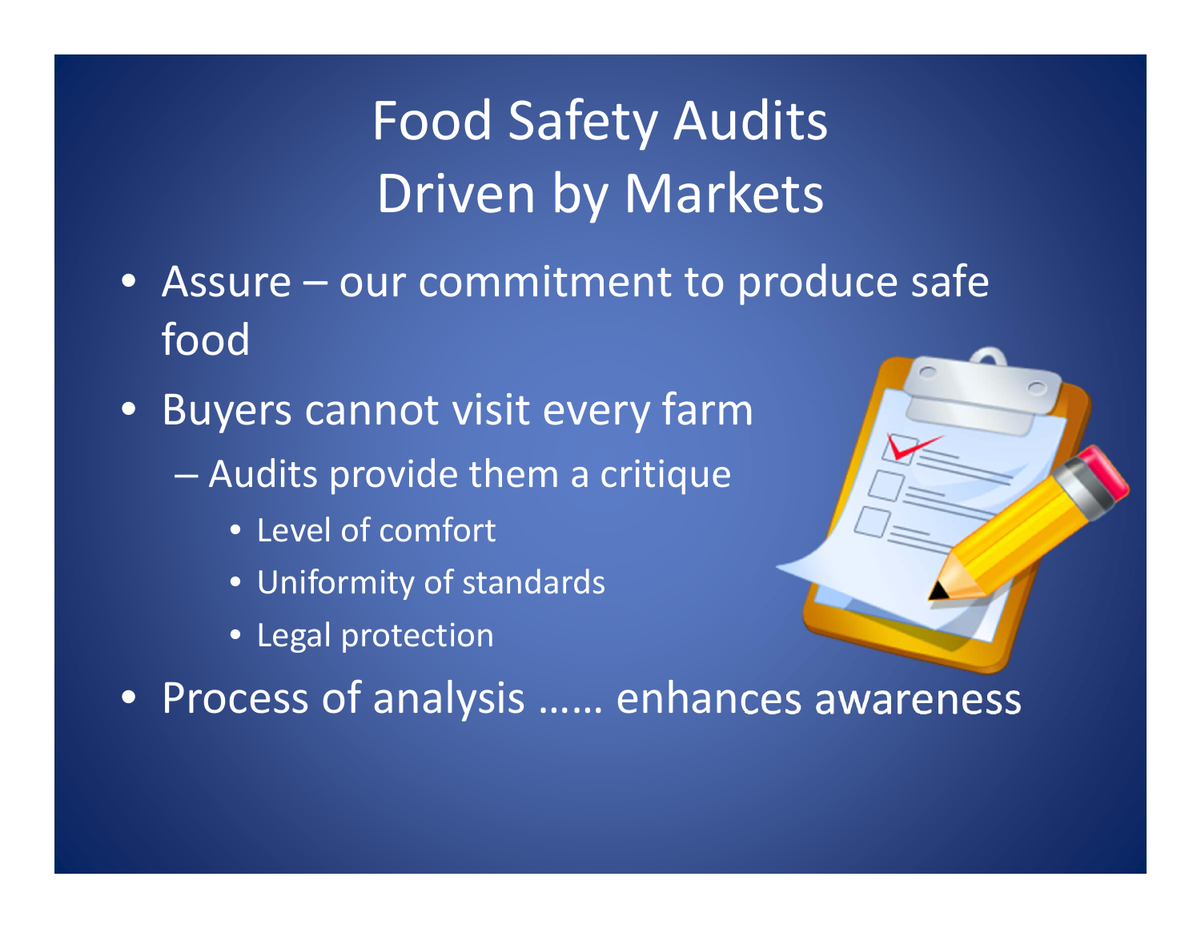# Food Safety Audits Driven by Markets

- Assure – our commitment to produce safe food
- Buyers cannot visit every farm
  - Audits provide them a critique
    - Level of comfort
    - Uniformity of standards
    - Legal protection
- Process of analysis …… enhances awareness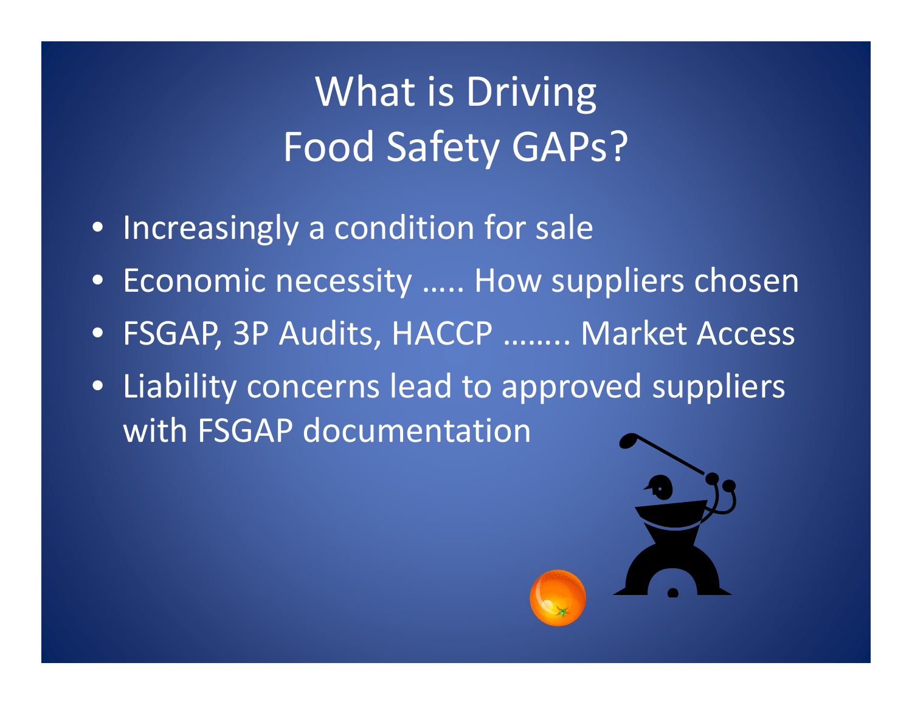# What is Driving Food Safety GAPs?

- Increasingly a condition for sale
- Economic necessity ….. How suppliers chosen
- FSGAP, 3P Audits, HACCP …….. Market Access
- Liability concerns lead to approved suppliers with FSGAP documentation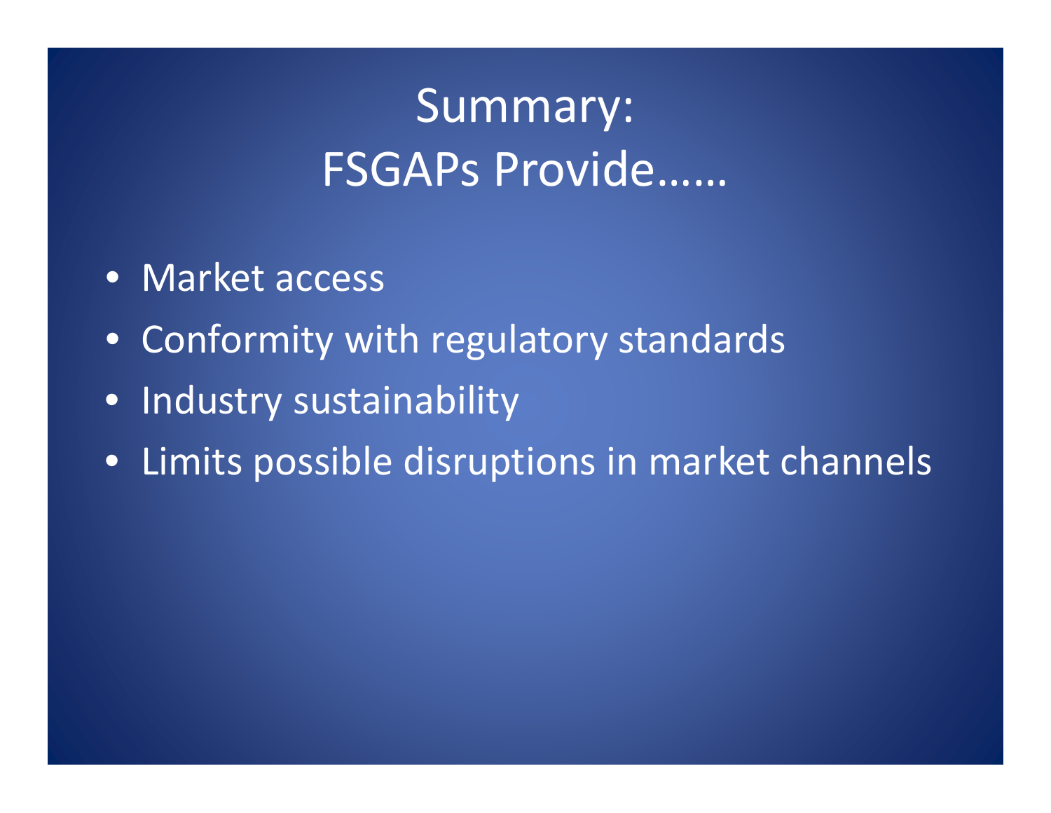# Summary: FSGAPs Provide……

- Market access
- Conformity with regulatory standards
- Industry sustainability
- Limits possible disruptions in market channels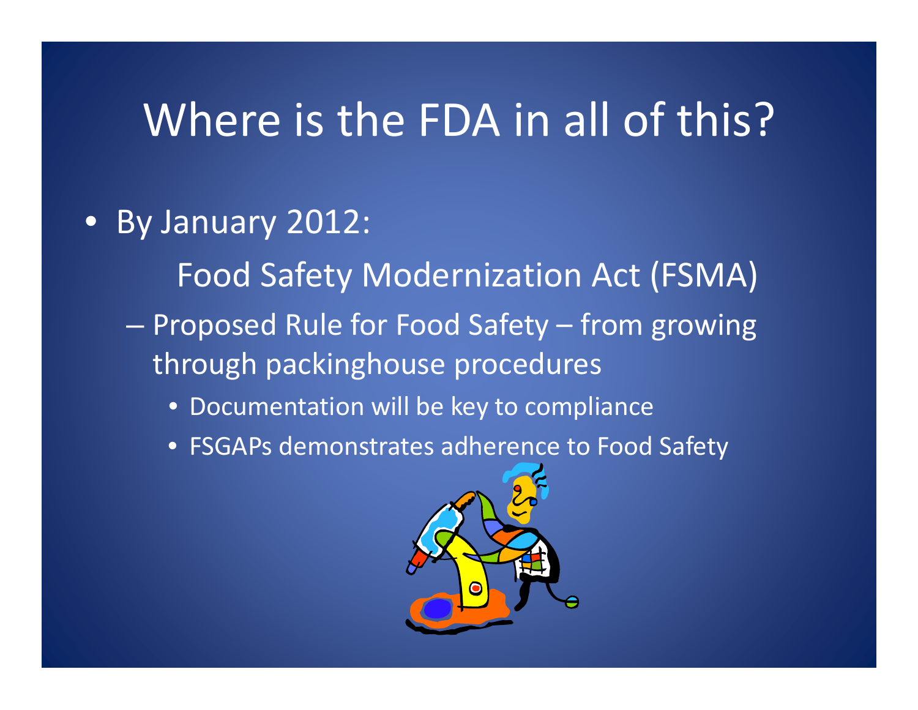# Where is the FDA in all of this?

- By January 2012:

  Food Safety Modernization Act (FSMA)

  - Proposed Rule for Food Safety – from growing through packinghouse procedures
    - Documentation will be key to compliance
    - FSGAPs demonstrates adherence to Food Safety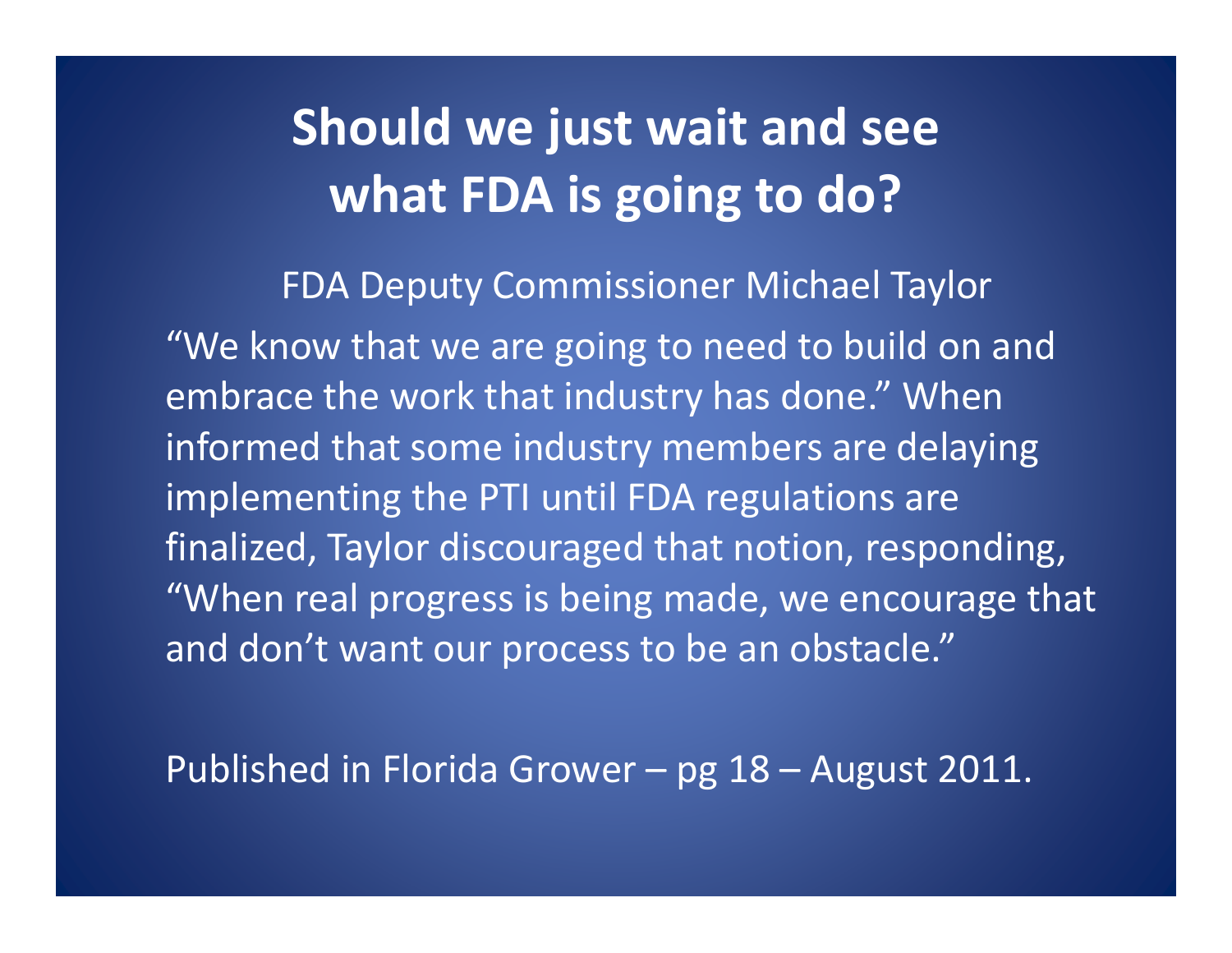# Should we just wait and see what FDA is going to do?

FDA Deputy Commissioner Michael Taylor

"We know that we are going to need to build on and embrace the work that industry has done." When informed that some industry members are delaying implementing the PTI until FDA regulations are finalized, Taylor discouraged that notion, responding, "When real progress is being made, we encourage that and don't want our process to be an obstacle."

Published in Florida Grower – pg 18 – August 2011.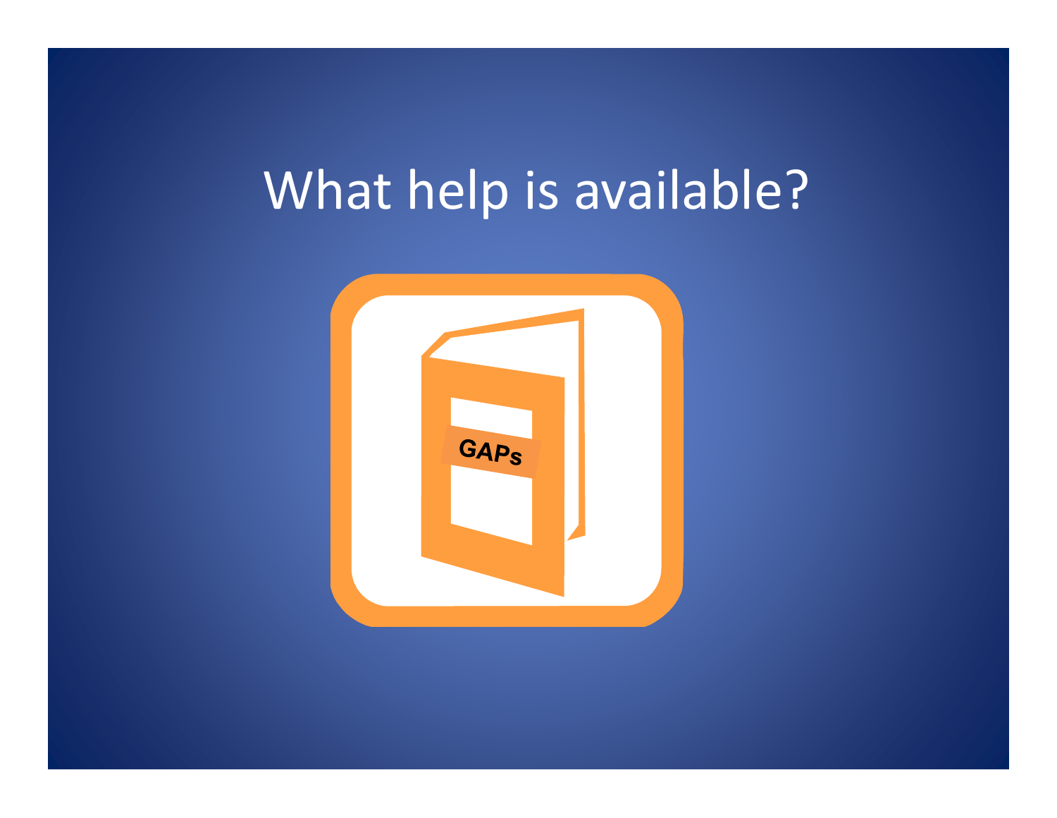# What help is available?

GAPs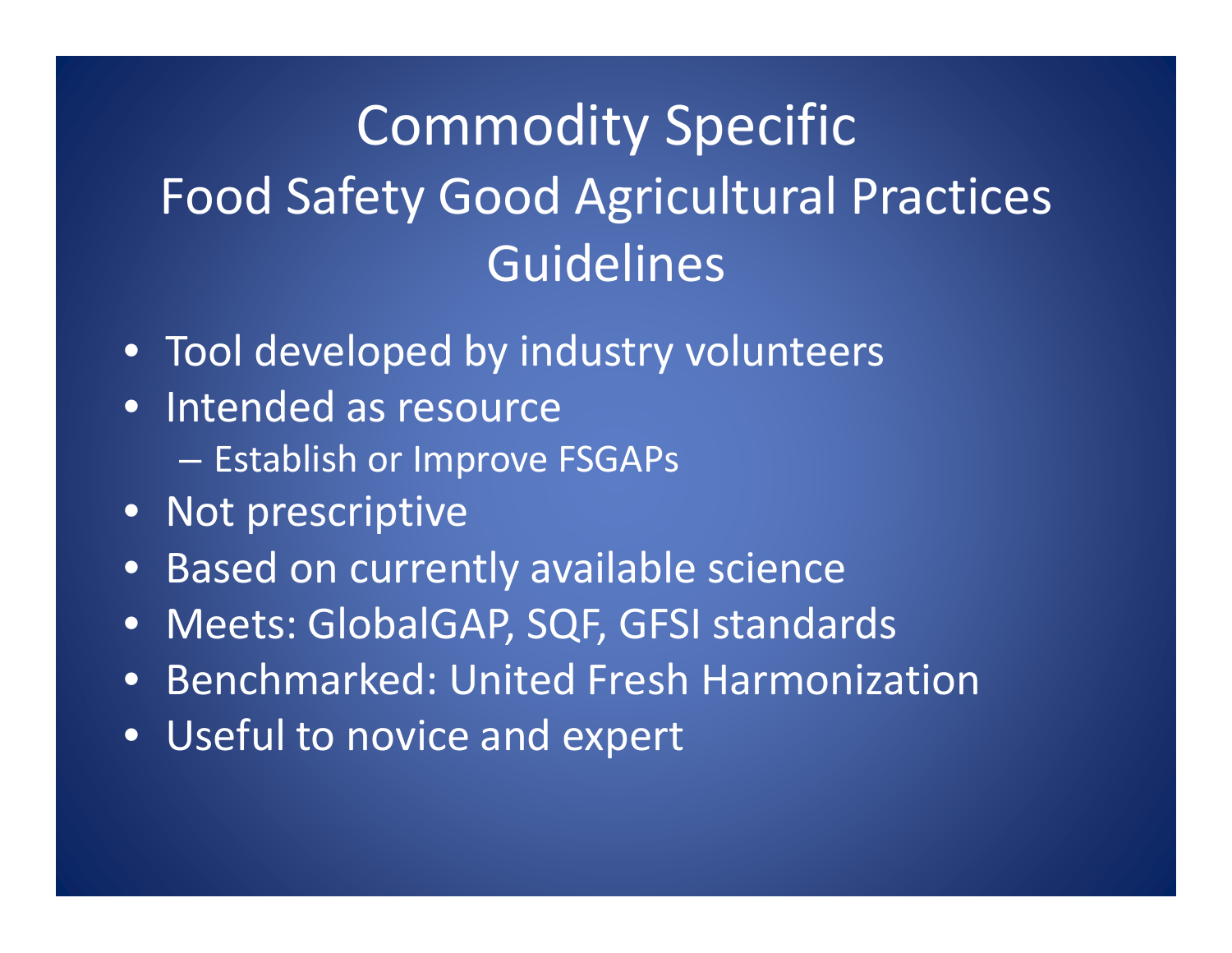# Commodity Specific Food Safety Good Agricultural Practices Guidelines

- Tool developed by industry volunteers
- Intended as resource
  - Establish or Improve FSGAPs
- Not prescriptive
- Based on currently available science
- Meets: GlobalGAP, SQF, GFSI standards
- Benchmarked: United Fresh Harmonization
- Useful to novice and expert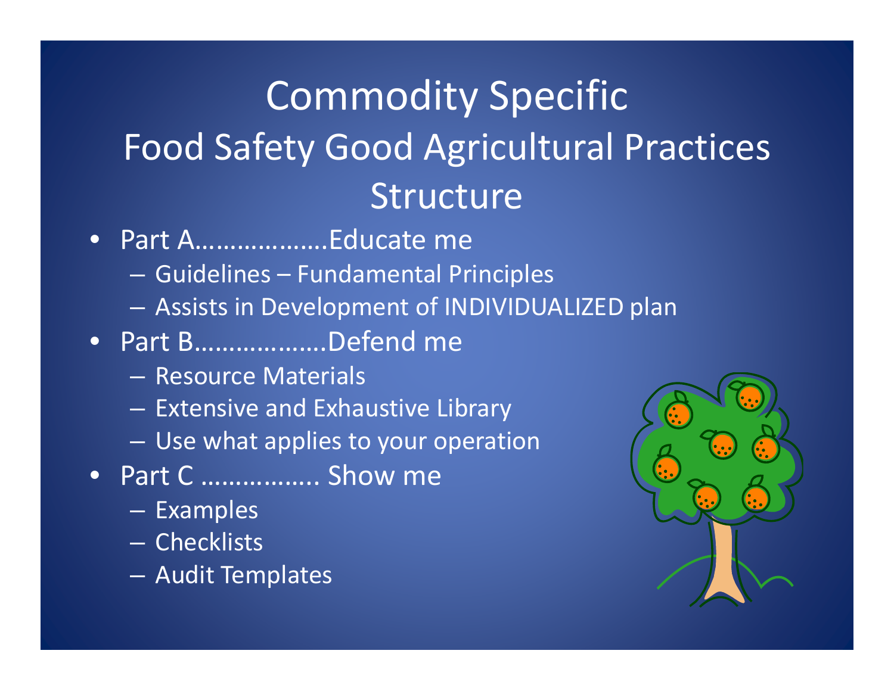# Commodity Specific Food Safety Good Agricultural Practices Structure

- Part A……………….Educate me
  - Guidelines – Fundamental Principles
  - Assists in Development of INDIVIDUALIZED plan
- Part B……………….Defend me
  - Resource Materials
  - Extensive and Exhaustive Library
  - Use what applies to your operation
- Part C ……………. Show me
  - Examples
  - Checklists
  - Audit Templates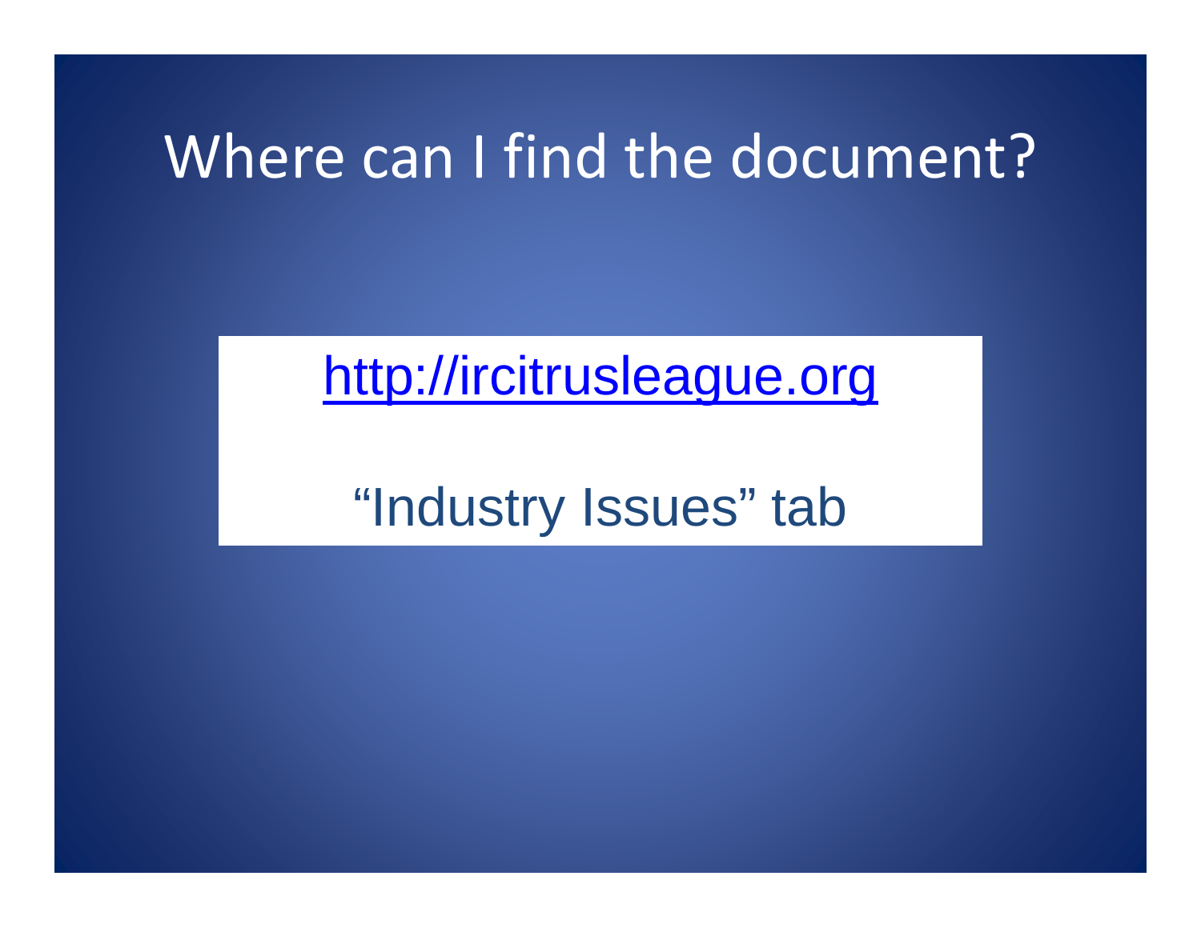# Where can I find the document?

http://ircitrusleague.org

“Industry Issues” tab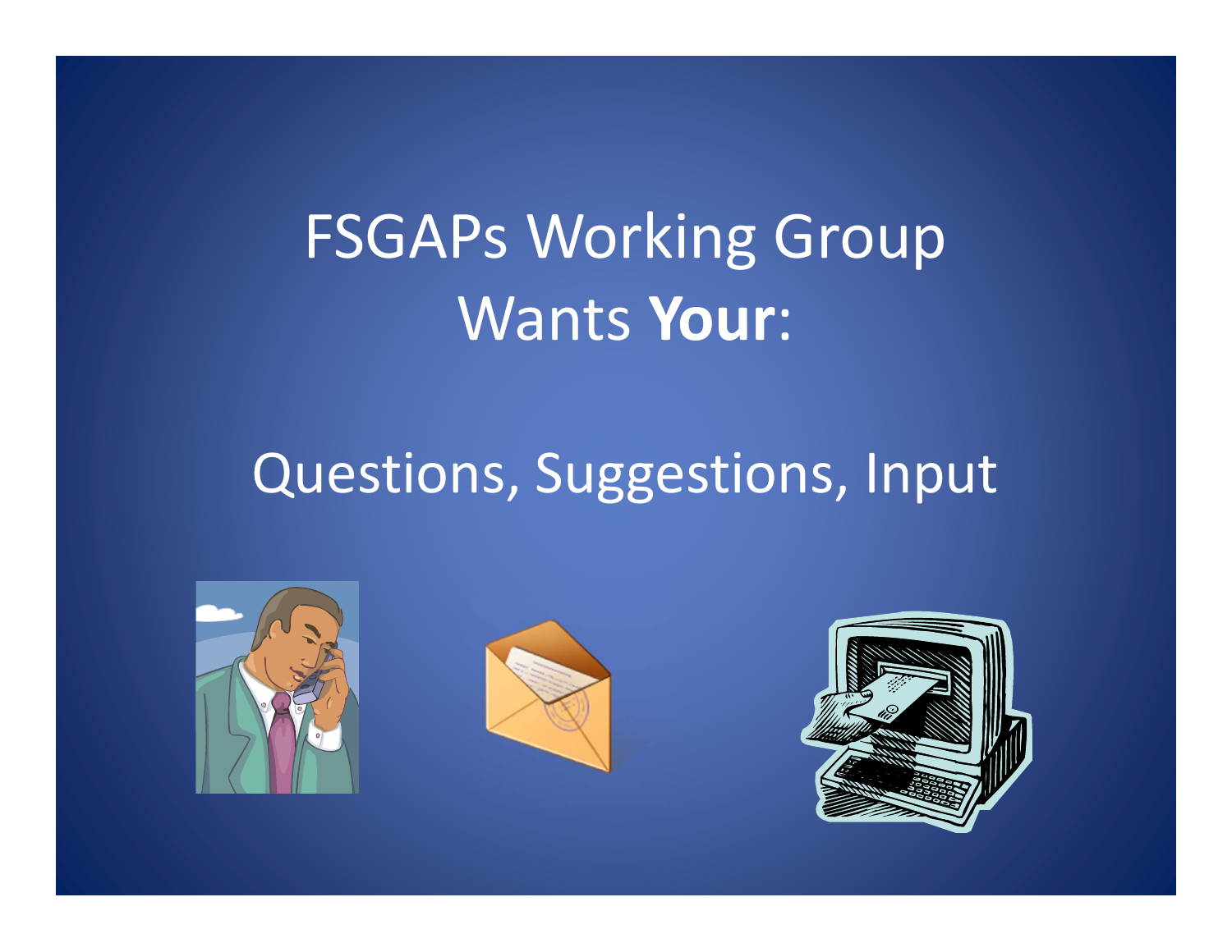# FSGAPs Working Group Wants **Your**:

Questions, Suggestions, Input